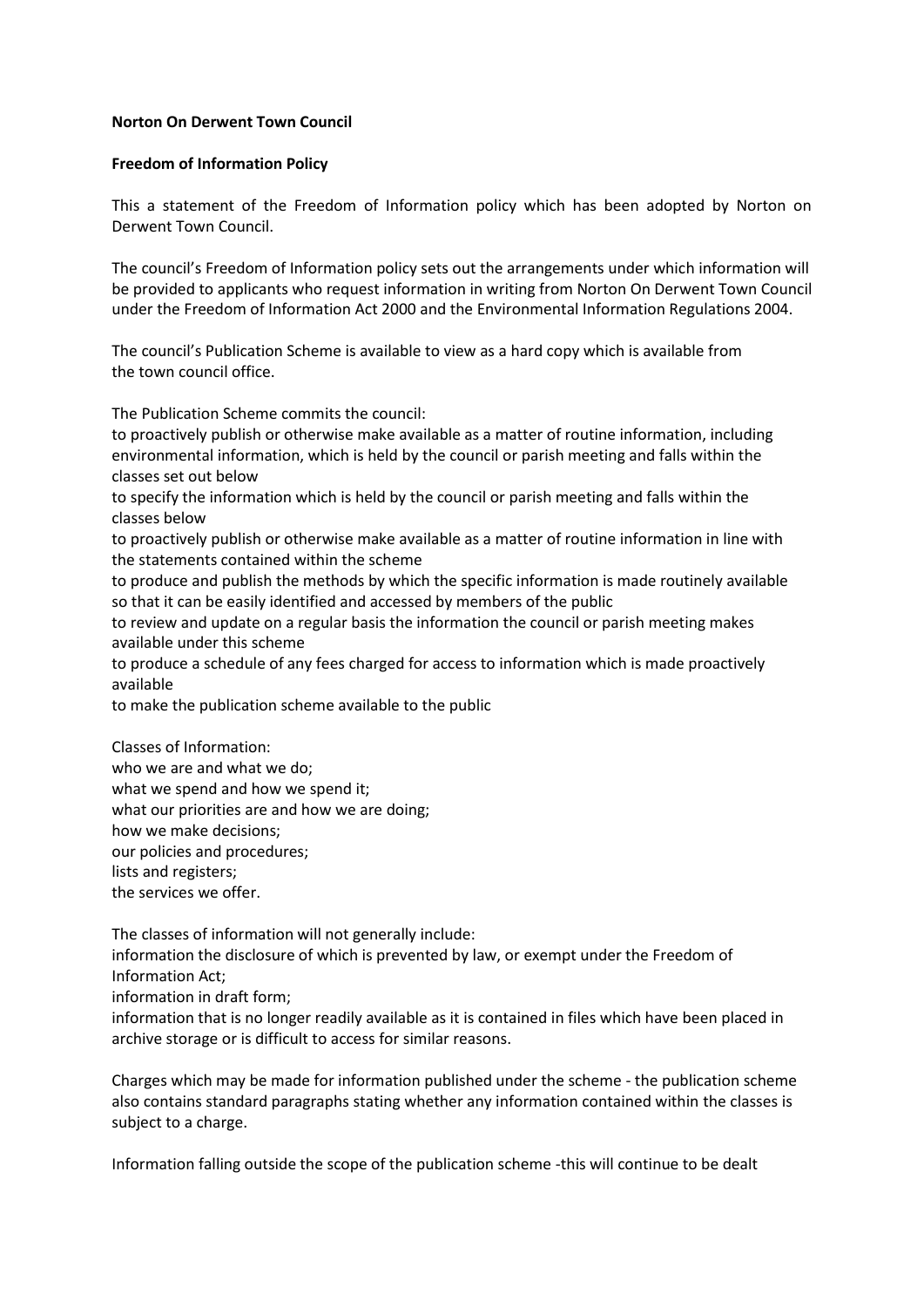**Norton On Derwent Town Council**

**Freedom of Information Policy**

This a statement of the Freedom of Information policy which has been adopted by Norton on Derwent Town Council.

The council's Freedom of Information policy sets out the arrangements under which information will be provided to applicants who request information in writing from Norton On Derwent Town Council under the Freedom of Information Act 2000 and the Environmental Information Regulations 2004.

The council's Publication Scheme is available to view as a hard copy which is available from the town council office.

The Publication Scheme commits the council:
to proactively publish or otherwise make available as a matter of routine information, including environmental information, which is held by the council or parish meeting and falls within the classes set out below
to specify the information which is held by the council or parish meeting and falls within the classes below
to proactively publish or otherwise make available as a matter of routine information in line with the statements contained within the scheme
to produce and publish the methods by which the specific information is made routinely available so that it can be easily identified and accessed by members of the public
to review and update on a regular basis the information the council or parish meeting makes available under this scheme
to produce a schedule of any fees charged for access to information which is made proactively available
to make the publication scheme available to the public

Classes of Information:
who we are and what we do;
what we spend and how we spend it;
what our priorities are and how we are doing;
how we make decisions;
our policies and procedures;
lists and registers;
the services we offer.

The classes of information will not generally include:
information the disclosure of which is prevented by law, or exempt under the Freedom of Information Act;
information in draft form;
information that is no longer readily available as it is contained in files which have been placed in archive storage or is difficult to access for similar reasons.

Charges which may be made for information published under the scheme - the publication scheme also contains standard paragraphs stating whether any information contained within the classes is subject to a charge.

Information falling outside the scope of the publication scheme -this will continue to be dealt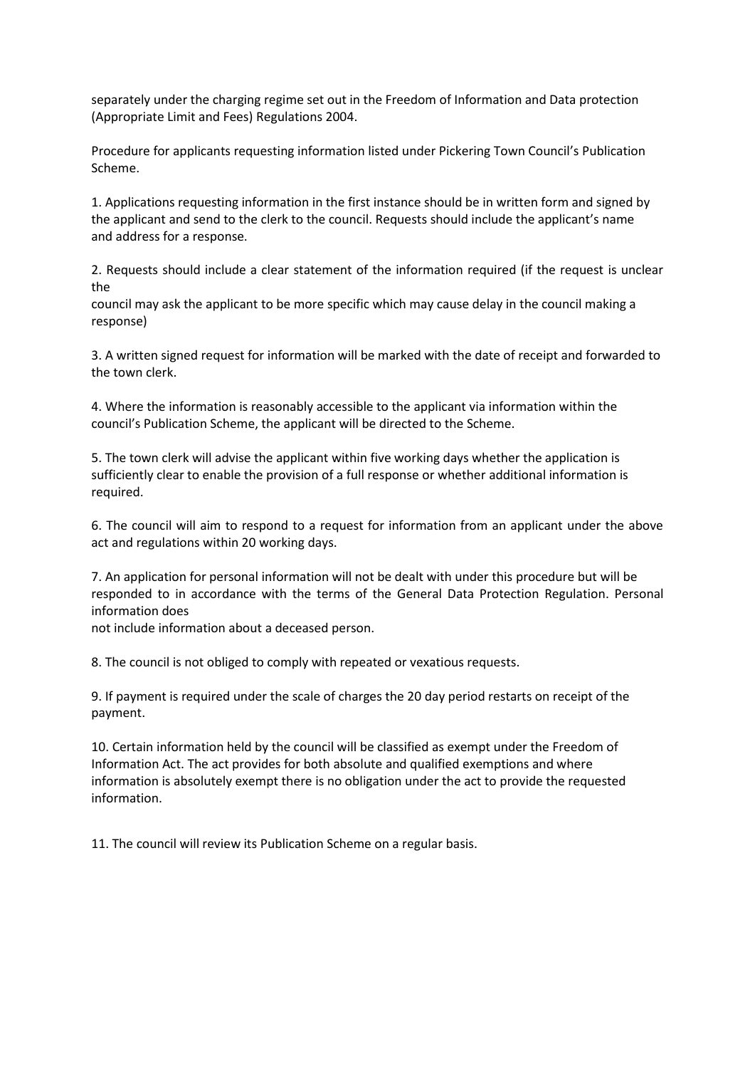separately under the charging regime set out in the Freedom of Information and Data protection (Appropriate Limit and Fees) Regulations 2004.

Procedure for applicants requesting information listed under Pickering Town Council's Publication Scheme.

1. Applications requesting information in the first instance should be in written form and signed by the applicant and send to the clerk to the council. Requests should include the applicant's name and address for a response.

2. Requests should include a clear statement of the information required (if the request is unclear the council may ask the applicant to be more specific which may cause delay in the council making a response)

3. A written signed request for information will be marked with the date of receipt and forwarded to the town clerk.

4. Where the information is reasonably accessible to the applicant via information within the council's Publication Scheme, the applicant will be directed to the Scheme.

5. The town clerk will advise the applicant within five working days whether the application is sufficiently clear to enable the provision of a full response or whether additional information is required.

6. The council will aim to respond to a request for information from an applicant under the above act and regulations within 20 working days.

7. An application for personal information will not be dealt with under this procedure but will be responded to in accordance with the terms of the General Data Protection Regulation. Personal information does not include information about a deceased person.

8. The council is not obliged to comply with repeated or vexatious requests.

9. If payment is required under the scale of charges the 20 day period restarts on receipt of the payment.

10. Certain information held by the council will be classified as exempt under the Freedom of Information Act. The act provides for both absolute and qualified exemptions and where information is absolutely exempt there is no obligation under the act to provide the requested information.

11. The council will review its Publication Scheme on a regular basis.